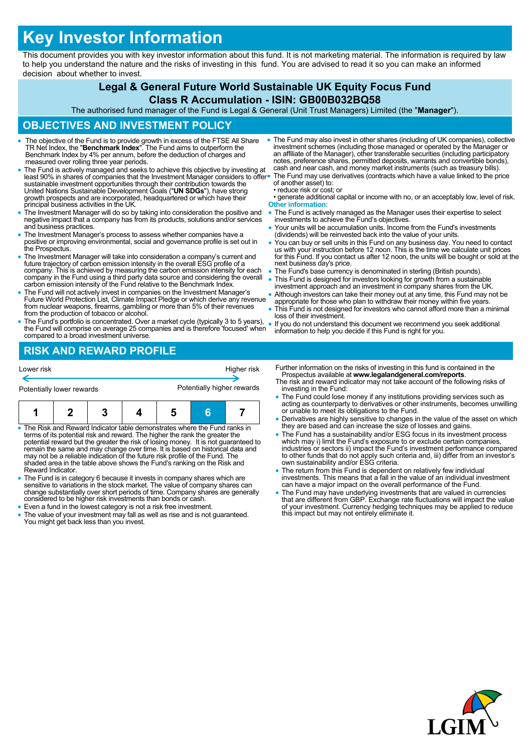# Key Investor Information

This document provides you with key investor information about this fund. It is not marketing material. The information is required by law to help you understand the nature and the risks of investing in this fund. You are advised to read it so you can make an informed decision about whether to invest.

**Legal & General Future World Sustainable UK Equity Focus Fund**
**Class R Accumulation - ISIN: GB00B032BQ58**

The authorised fund manager of the Fund is Legal & General (Unit Trust Managers) Limited (the "**Manager**").

## OBJECTIVES AND INVESTMENT POLICY

- The objective of the Fund is to provide growth in excess of the FTSE All Share TR Net Index, the "**Benchmark Index**". The Fund aims to outperform the Benchmark Index by 4% per annum, before the deduction of charges and measured over rolling three year periods.
- The Fund is actively managed and seeks to achieve this objective by investing at least 90% in shares of companies that the Investment Manager considers to offer sustainable investment opportunities through their contribution towards the United Nations Sustainable Development Goals ("**UN SDGs**"), have strong growth prospects and are incorporated, headquartered or which have their principal business activities in the UK.
- The Investment Manager will do so by taking into consideration the positive and negative impact that a company has from its products, solutions and/or services and business practices.
- The Investment Manager's process to assess whether companies have a positive or improving environmental, social and governance profile is set out in the Prospectus.
- The Investment Manager will take into consideration a company's current and future trajectory of carbon emission intensity in the overall ESG profile of a company. This is achieved by measuring the carbon emission intensity for each company in the Fund using a third party data source and considering the overall carbon emission intensity of the Fund relative to the Benchmark Index.
- The Fund will not actively invest in companies on the Investment Manager's Future World Protection List, Climate Impact Pledge or which derive any revenue from nuclear weapons, firearms, gambling or more than 5% of their revenues from the production of tobacco or alcohol.
- The Fund's portfolio is concentrated. Over a market cycle (typically 3 to 5 years), the Fund will comprise on average 25 companies and is therefore 'focused' when compared to a broad investment universe.
- The Fund may also invest in other shares (including of UK companies), collective investment schemes (including those managed or operated by the Manager or an affiliate of the Manager), other transferable securities (including participatory notes, preference shares, permitted deposits, warrants and convertible bonds), cash and near cash, and money market instruments (such as treasury bills).
- The Fund may use derivatives (contracts which have a value linked to the price of another asset) to:
  - reduce risk or cost; or
  - generate additional capital or income with no, or an acceptably low, level of risk.

**Other information:**

- The Fund is actively managed as the Manager uses their expertise to select investments to achieve the Fund's objectives.
- Your units will be accumulation units. Income from the Fund's investments (dividends) will be reinvested back into the value of your units.
- You can buy or sell units in this Fund on any business day. You need to contact us with your instruction before 12 noon. This is the time we calculate unit prices for this Fund. If you contact us after 12 noon, the units will be bought or sold at the next business day's price.
- The Fund's base currency is denominated in sterling (British pounds).
- This Fund is designed for investors looking for growth from a sustainable investment approach and an investment in company shares from the UK.
- Although investors can take their money out at any time, this Fund may not be appropriate for those who plan to withdraw their money within five years.
- This Fund is not designed for investors who cannot afford more than a minimal loss of their investment.
- If you do not understand this document we recommend you seek additional information to help you decide if this Fund is right for you.

## RISK AND REWARD PROFILE

Lower risk ← → Higher risk

Potentially lower rewards — Potentially higher rewards

| 1 | 2 | 3 | 4 | 5 | **6** | 7 |
|---|---|---|---|---|---|---|

- The Risk and Reward Indicator table demonstrates where the Fund ranks in terms of its potential risk and reward. The higher the rank the greater the potential reward but the greater the risk of losing money. It is not guaranteed to remain the same and may change over time. It is based on historical data and may not be a reliable indication of the future risk profile of the Fund. The shaded area in the table above shows the Fund's ranking on the Risk and Reward Indicator.
- The Fund is in category 6 because it invests in company shares which are sensitive to variations in the stock market. The value of company shares can change substantially over short periods of time. Company shares are generally considered to be higher risk investments than bonds or cash.
- Even a fund in the lowest category is not a risk free investment.
- The value of your investment may fall as well as rise and is not guaranteed. You might get back less than you invest.

Further information on the risks of investing in this fund is contained in the Prospectus available at **www.legalandgeneral.com/reports**.

The risk and reward indicator may not take account of the following risks of investing in the Fund:

- The Fund could lose money if any institutions providing services such as acting as counterparty to derivatives or other instruments, becomes unwilling or unable to meet its obligations to the Fund.
- Derivatives are highly sensitive to changes in the value of the asset on which they are based and can increase the size of losses and gains.
- The Fund has a sustainability and/or ESG focus in its investment process which may i) limit the Fund's exposure to or exclude certain companies, industries or sectors ii) impact the Fund's investment performance compared to other funds that do not apply such criteria and, iii) differ from an investor's own sustainability and/or ESG criteria.
- The return from this Fund is dependent on relatively few individual investments. This means that a fall in the value of an individual investment can have a major impact on the overall performance of the Fund.
- The Fund may have underlying investments that are valued in currencies that are different from GBP. Exchange rate fluctuations will impact the value of your investment. Currency hedging techniques may be applied to reduce this impact but may not entirely eliminate it.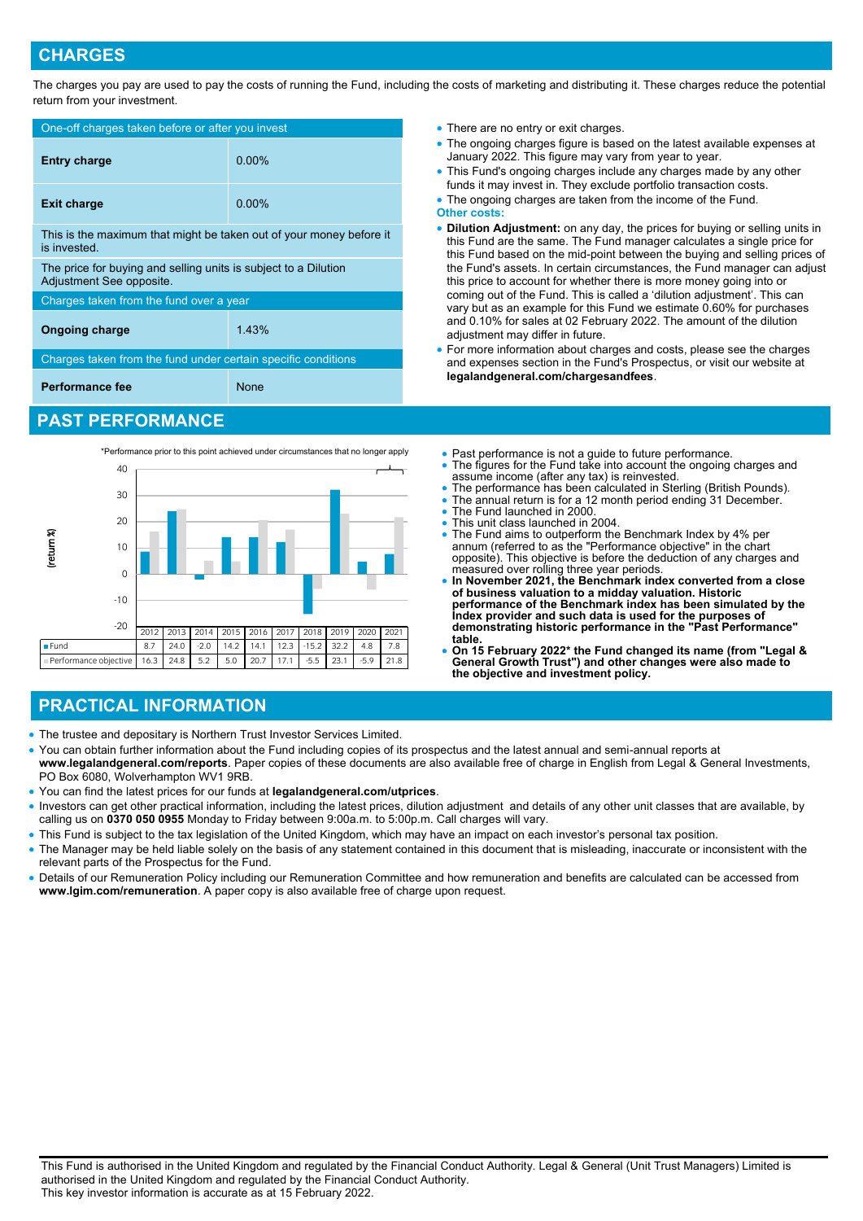## CHARGES

The charges you pay are used to pay the costs of running the Fund, including the costs of marketing and distributing it. These charges reduce the potential return from your investment.

| One-off charges taken before or after you invest | |
|---|---|
| **Entry charge** | 0.00% |
| **Exit charge** | 0.00% |
| This is the maximum that might be taken out of your money before it is invested. | |
| The price for buying and selling units is subject to a Dilution Adjustment See opposite. | |
| **Charges taken from the fund over a year** | |
| **Ongoing charge** | 1.43% |
| **Charges taken from the fund under certain specific conditions** | |
| **Performance fee** | None |

- There are no entry or exit charges.
- The ongoing charges figure is based on the latest available expenses at January 2022. This figure may vary from year to year.
- This Fund's ongoing charges include any charges made by any other funds it may invest in. They exclude portfolio transaction costs.
- The ongoing charges are taken from the income of the Fund.

**Other costs:**

- **Dilution Adjustment:** on any day, the prices for buying or selling units in this Fund are the same. The Fund manager calculates a single price for this Fund based on the mid-point between the buying and selling prices of the Fund's assets. In certain circumstances, the Fund manager can adjust this price to account for whether there is more money going into or coming out of the Fund. This is called a 'dilution adjustment'. This can vary but as an example for this Fund we estimate 0.60% for purchases and 0.10% for sales at 02 February 2022. The amount of the dilution adjustment may differ in future.
- For more information about charges and costs, please see the charges and expenses section in the Fund's Prospectus, or visit our website at **legalandgeneral.com/chargesandfees**.

## PAST PERFORMANCE

*Performance prior to this point achieved under circumstances that no longer apply

(return %)

40
30
20
10
0
-10
-20

| | 2012 | 2013 | 2014 | 2015 | 2016 | 2017 | 2018 | 2019 | 2020 | 2021 |
|---|---|---|---|---|---|---|---|---|---|---|
| Fund | 8.7 | 24.0 | -2.0 | 14.2 | 14.1 | 12.3 | -15.2 | 32.2 | 4.8 | 7.8 |
| Performance objective | 16.3 | 24.8 | 5.2 | 5.0 | 20.7 | 17.1 | -5.5 | 23.1 | -5.9 | 21.8 |

- Past performance is not a guide to future performance.
- The figures for the Fund take into account the ongoing charges and assume income (after any tax) is reinvested.
- The performance has been calculated in Sterling (British Pounds).
- The annual return is for a 12 month period ending 31 December.
- The Fund launched in 2000.
- This unit class launched in 2004.
- The Fund aims to outperform the Benchmark Index by 4% per annum (referred to as the "Performance objective" in the chart opposite). This objective is before the deduction of any charges and measured over rolling three year periods.
- **In November 2021, the Benchmark index converted from a close of business valuation to a midday valuation. Historic performance of the Benchmark index has been simulated by the Index provider and such data is used for the purposes of demonstrating historic performance in the "Past Performance" table.**
- **On 15 February 2022* the Fund changed its name (from "Legal & General Growth Trust") and other changes were also made to the objective and investment policy.**

## PRACTICAL INFORMATION

- The trustee and depositary is Northern Trust Investor Services Limited.
- You can obtain further information about the Fund including copies of its prospectus and the latest annual and semi-annual reports at **www.legalandgeneral.com/reports**. Paper copies of these documents are also available free of charge in English from Legal & General Investments, PO Box 6080, Wolverhampton WV1 9RB.
- You can find the latest prices for our funds at **legalandgeneral.com/utprices**.
- Investors can get other practical information, including the latest prices, dilution adjustment and details of any other unit classes that are available, by calling us on **0370 050 0955** Monday to Friday between 9:00a.m. to 5:00p.m. Call charges will vary.
- This Fund is subject to the tax legislation of the United Kingdom, which may have an impact on each investor's personal tax position.
- The Manager may be held liable solely on the basis of any statement contained in this document that is misleading, inaccurate or inconsistent with the relevant parts of the Prospectus for the Fund.
- Details of our Remuneration Policy including our Remuneration Committee and how remuneration and benefits are calculated can be accessed from **www.lgim.com/remuneration**. A paper copy is also available free of charge upon request.

This Fund is authorised in the United Kingdom and regulated by the Financial Conduct Authority. Legal & General (Unit Trust Managers) Limited is authorised in the United Kingdom and regulated by the Financial Conduct Authority.
This key investor information is accurate as at 15 February 2022.